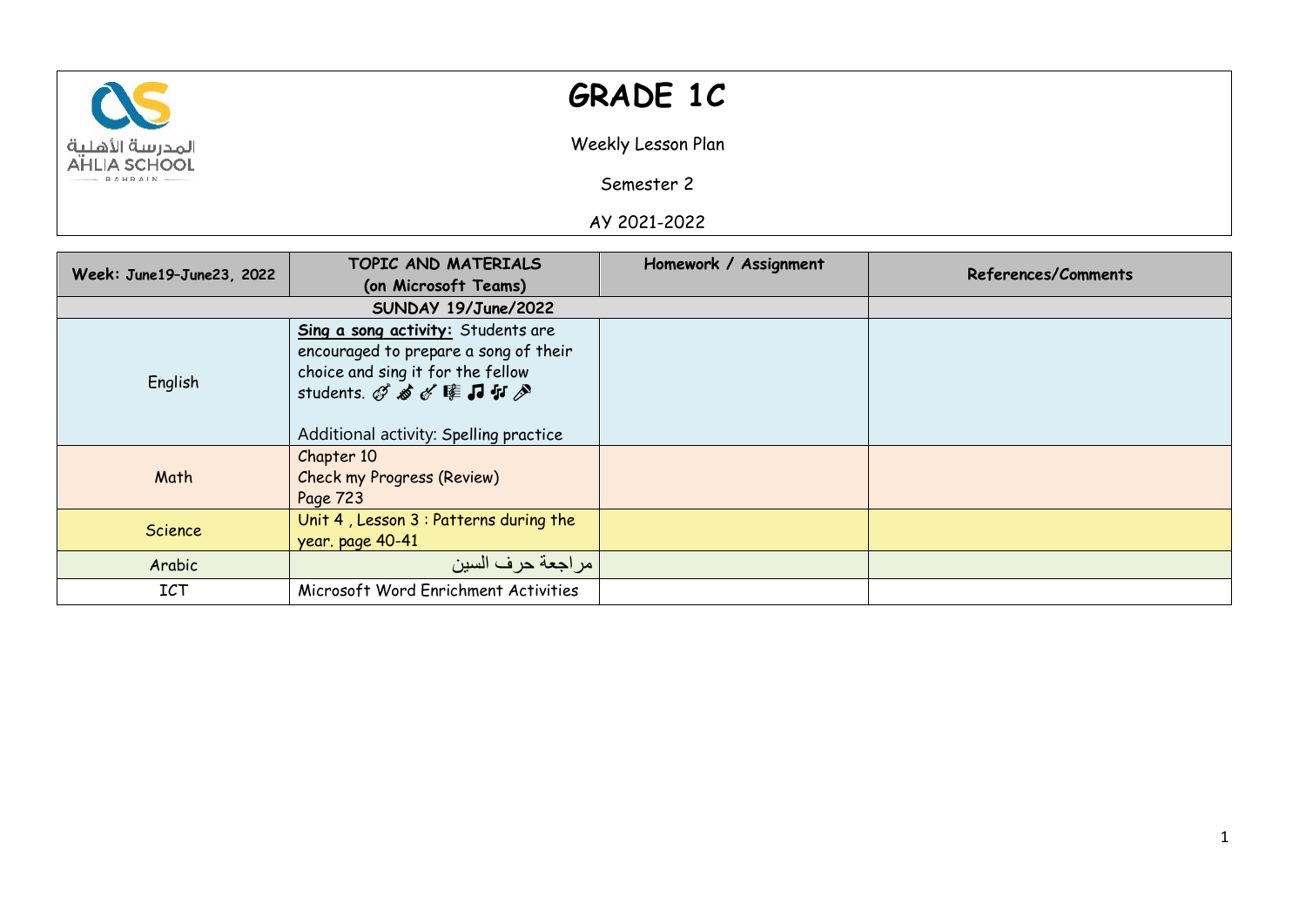# GRADE 1C

Weekly Lesson Plan

Semester 2

AY 2021-2022

| Week: June19–June23, 2022 | TOPIC AND MATERIALS (on Microsoft Teams) | Homework / Assignment | References/Comments |
|---|---|---|---|
| SUNDAY 19/June/2022 | | | |
| English | **Sing a song activity:** Students are encouraged to prepare a song of their choice and sing it for the fellow students. 🎻🎷🎸🎼🎵🎶🎤<br><br>Additional activity: Spelling practice | | |
| Math | Chapter 10<br>Check my Progress (Review)<br>Page 723 | | |
| Science | Unit 4 , Lesson 3 : Patterns during the year. page 40-41 | | |
| Arabic | مراجعة حرف السين | | |
| ICT | Microsoft Word Enrichment Activities | | |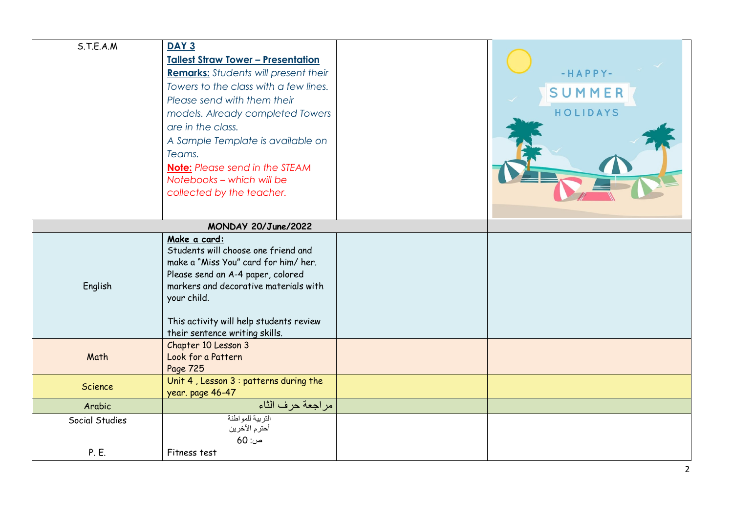| S.T.E.A.M | **DAY 3**<br>**Tallest Straw Tower – Presentation**<br>**Remarks:** *Students will present their Towers to the class with a few lines. Please send with them their models. Already completed Towers are in the class.*<br>*A Sample Template is available on Teams.*<br>**Note:** *Please send in the STEAM Notebooks – which will be collected by the teacher.* | | -HAPPY- SUMMER HOLIDAYS |
|---|---|---|---|
| **MONDAY 20/June/2022** | | | |
| English | **Make a card:**<br>Students will choose one friend and make a "Miss You" card for him/ her. Please send an A-4 paper, colored markers and decorative materials with your child.<br><br>This activity will help students review their sentence writing skills. | | |
| Math | Chapter 10 Lesson 3<br>Look for a Pattern<br>Page 725 | | |
| Science | Unit 4 , Lesson 3 : patterns during the year. page 46-47 | | |
| Arabic | مراجعة حرف الثاء | | |
| Social Studies | التربية للمواطنة<br>أحترم الأخرين<br>ص: 60 | | |
| P. E. | Fitness test | | |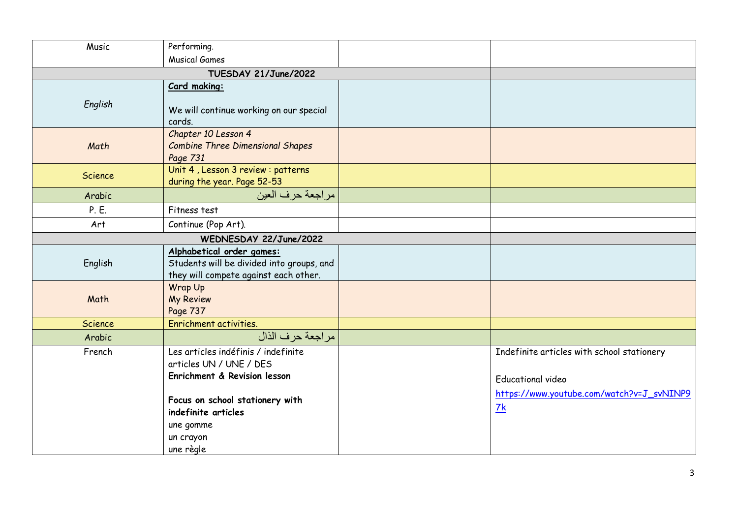| Music | Performing.<br>Musical Games | | |
|---|---|---|---|
| **TUESDAY 21/June/2022** | | | |
| *English* | ***Card making:***<br><br>*We will continue working on our special cards.* | | |
| *Math* | *Chapter 10 Lesson 4*<br>*Combine Three Dimensional Shapes*<br>*Page 731* | | |
| Science | Unit 4 , Lesson 3 review : patterns during the year. Page 52-53 | | |
| Arabic | مراجعة حرف العين | | |
| P. E. | Fitness test | | |
| Art | Continue (Pop Art). | | |
| **WEDNESDAY 22/June/2022** | | | |
| English | **Alphabetical order games:**<br>Students will be divided into groups, and they will compete against each other. | | |
| Math | Wrap Up<br>My Review<br>Page 737 | | |
| Science | Enrichment activities. | | |
| Arabic | مراجعة حرف الذال | | |
| French | Les articles indéfinis / indefinite articles UN / UNE / DES<br>**Enrichment & Revision lesson**<br><br>**Focus on school stationery with indefinite articles**<br>une gomme<br>un crayon<br>une règle | | Indefinite articles with school stationery<br><br>Educational video<br>https://www.youtube.com/watch?v=J_svNINP97k |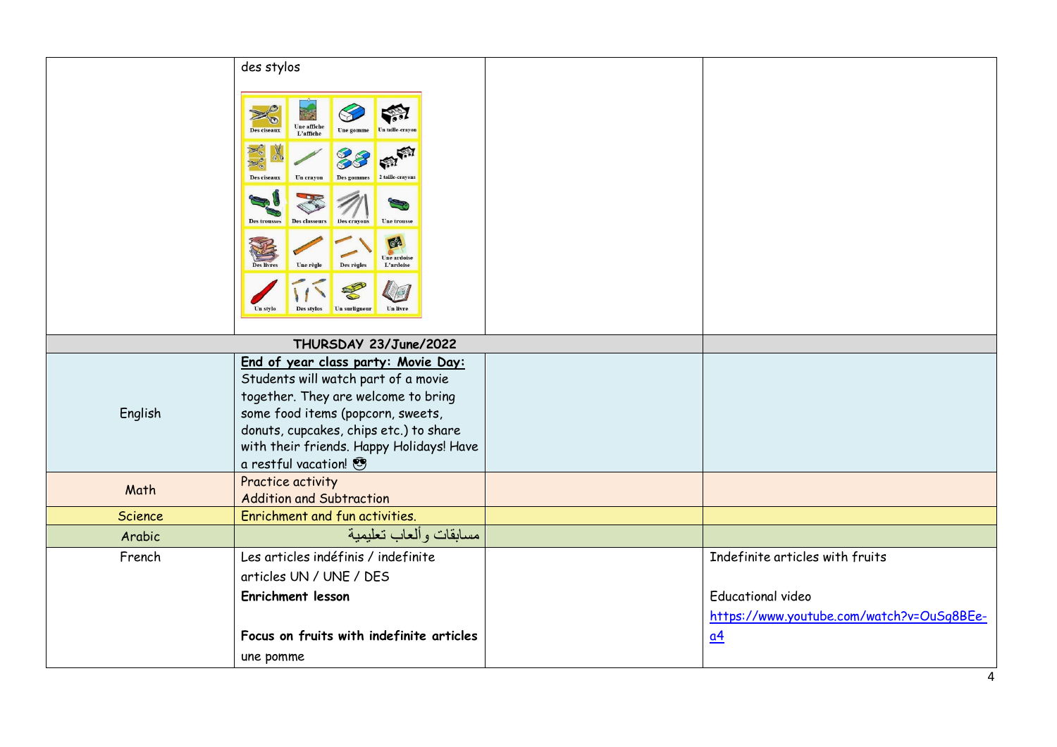| | | | |
|---|---|---|---|
| | des stylos | | |
| **THURSDAY 23/June/2022** | | | |
| English | **End of year class party: Movie Day:** Students will watch part of a movie together. They are welcome to bring some food items (popcorn, sweets, donuts, cupcakes, chips etc.) to share with their friends. Happy Holidays! Have a restful vacation! 😎 | | |
| Math | Practice activity<br>Addition and Subtraction | | |
| Science | Enrichment and fun activities. | | |
| Arabic | مسابقات وألعاب تعليمية | | |
| French | Les articles indéfinis / indefinite articles UN / UNE / DES<br>**Enrichment lesson**<br><br>**Focus on fruits with indefinite articles**<br>une pomme | | Indefinite articles with fruits<br><br>Educational video<br>https://www.youtube.com/watch?v=OuSq8BEe-a4 |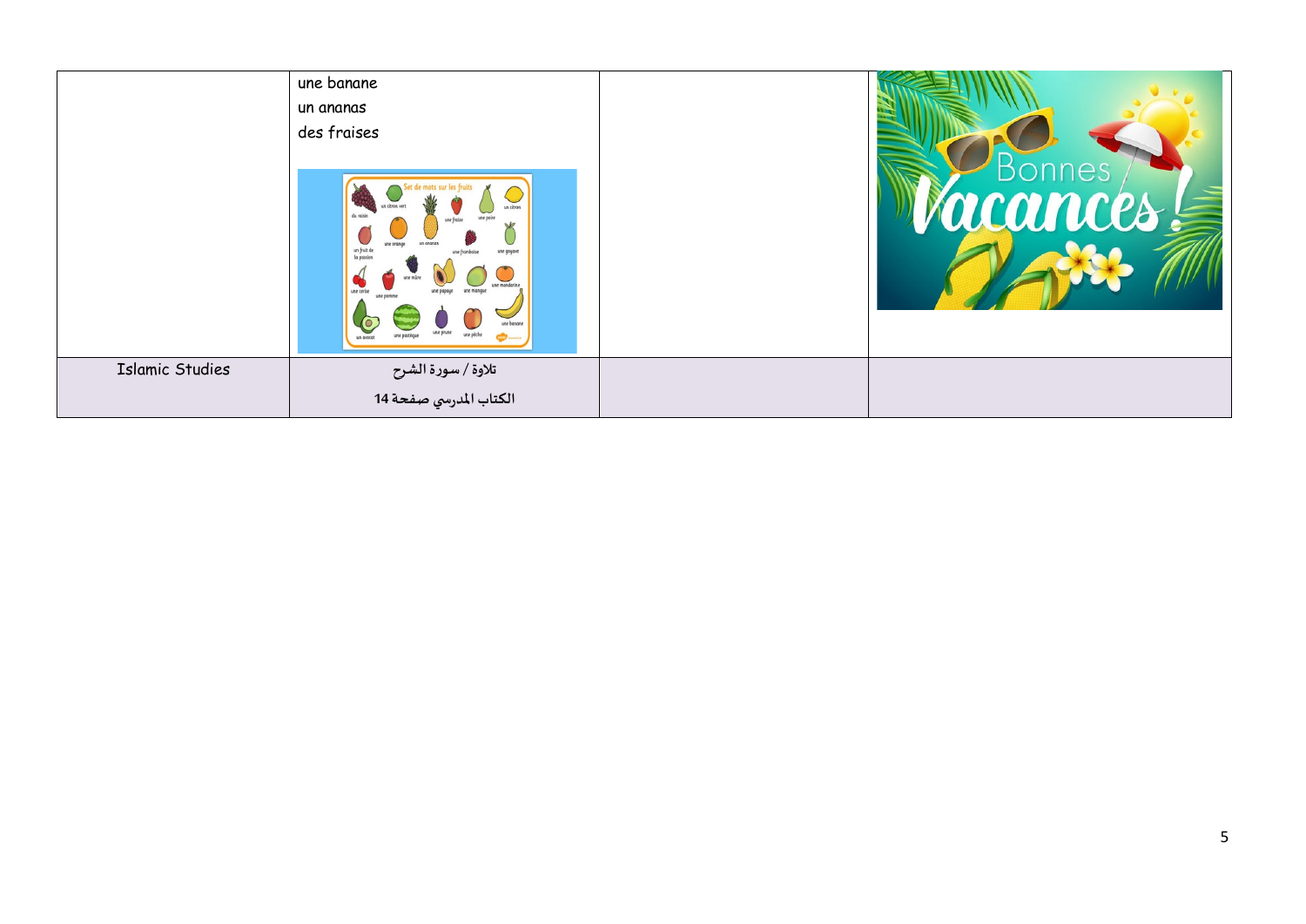| | | | |
|---|---|---|---|
| | une banane<br>un ananas<br>des fraises | | |
| Islamic Studies | تلاوة / سورة الشرح<br>الكتاب المدرسي صفحة 14 | | |